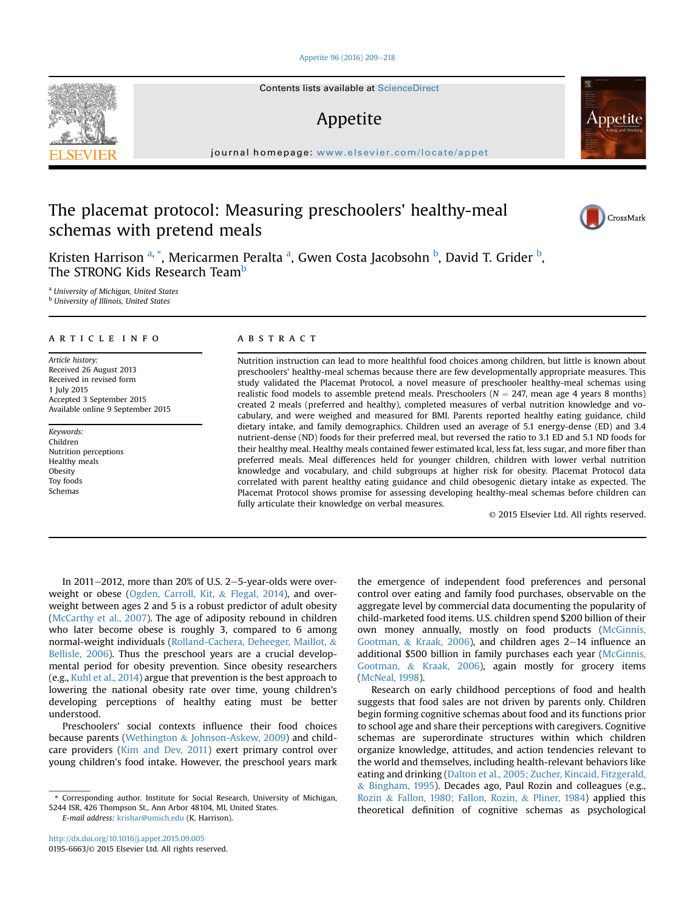# The placemat protocol: Measuring preschoolers' healthy-meal schemas with pretend meals

Kristen Harrison [a, *], Mericarmen Peralta [a], Gwen Costa Jacobsohn [b], David T. Grider [b], The STRONG Kids Research Team[b]

[a] University of Michigan, United States
[b] University of Illinois, United States

## ARTICLE INFO

*Article history:*
Received 26 August 2013
Received in revised form
1 July 2015
Accepted 3 September 2015
Available online 9 September 2015

*Keywords:*
Children
Nutrition perceptions
Healthy meals
Obesity
Toy foods
Schemas

## ABSTRACT

Nutrition instruction can lead to more healthful food choices among children, but little is known about preschoolers' healthy-meal schemas because there are few developmentally appropriate measures. This study validated the Placemat Protocol, a novel measure of preschooler healthy-meal schemas using realistic food models to assemble pretend meals. Preschoolers ($N = 247$, mean age 4 years 8 months) created 2 meals (preferred and healthy), completed measures of verbal nutrition knowledge and vocabulary, and were weighed and measured for BMI. Parents reported healthy eating guidance, child dietary intake, and family demographics. Children used an average of 5.1 energy-dense (ED) and 3.4 nutrient-dense (ND) foods for their preferred meal, but reversed the ratio to 3.1 ED and 5.1 ND foods for their healthy meal. Healthy meals contained fewer estimated kcal, less fat, less sugar, and more fiber than preferred meals. Meal differences held for younger children, children with lower verbal nutrition knowledge and vocabulary, and child subgroups at higher risk for obesity. Placemat Protocol data correlated with parent healthy eating guidance and child obesogenic dietary intake as expected. The Placemat Protocol shows promise for assessing developing healthy-meal schemas before children can fully articulate their knowledge on verbal measures.

© 2015 Elsevier Ltd. All rights reserved.

In 2011–2012, more than 20% of U.S. 2–5-year-olds were overweight or obese (Ogden, Carroll, Kit, & Flegal, 2014), and overweight between ages 2 and 5 is a robust predictor of adult obesity (McCarthy et al., 2007). The age of adiposity rebound in children who later become obese is roughly 3, compared to 6 among normal-weight individuals (Rolland-Cachera, Deheeger, Maillot, & Bellisle, 2006). Thus the preschool years are a crucial developmental period for obesity prevention. Since obesity researchers (e.g., Kuhl et al., 2014) argue that prevention is the best approach to lowering the national obesity rate over time, young children's developing perceptions of healthy eating must be better understood.

Preschoolers' social contexts influence their food choices because parents (Wethington & Johnson-Askew, 2009) and child-care providers (Kim and Dev, 2011) exert primary control over young children's food intake. However, the preschool years mark the emergence of independent food preferences and personal control over eating and family food purchases, observable on the aggregate level by commercial data documenting the popularity of child-marketed food items. U.S. children spend $200 billion of their own money annually, mostly on food products (McGinnis, Gootman, & Kraak, 2006), and children ages 2–14 influence an additional $500 billion in family purchases each year (McGinnis, Gootman, & Kraak, 2006), again mostly for grocery items (McNeal, 1998).

Research on early childhood perceptions of food and health suggests that food sales are not driven by parents only. Children begin forming cognitive schemas about food and its functions prior to school age and share their perceptions with caregivers. Cognitive schemas are superordinate structures within which children organize knowledge, attitudes, and action tendencies relevant to the world and themselves, including health-relevant behaviors like eating and drinking (Dalton et al., 2005; Zucher, Kincaid, Fitzgerald, & Bingham, 1995). Decades ago, Paul Rozin and colleagues (e.g., Rozin & Fallon, 1980; Fallon, Rozin, & Pliner, 1984) applied this theoretical definition of cognitive schemas as psychological

\* Corresponding author. Institute for Social Research, University of Michigan, 5244 ISR, 426 Thompson St., Ann Arbor 48104, MI, United States.
*E-mail address:* krishar@umich.edu (K. Harrison).

http://dx.doi.org/10.1016/j.appet.2015.09.005
0195-6663/© 2015 Elsevier Ltd. All rights reserved.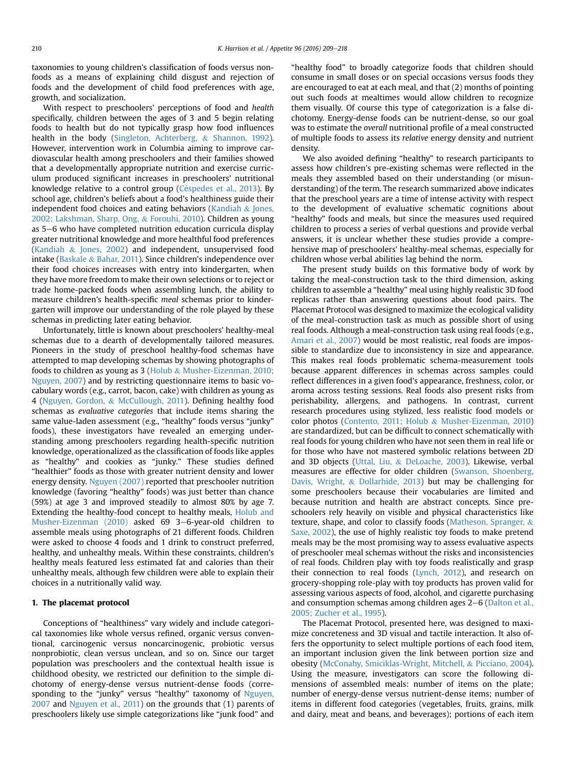taxonomies to young children's classification of foods versus non-foods as a means of explaining child disgust and rejection of foods and the development of child food preferences with age, growth, and socialization.

With respect to preschoolers' perceptions of food and *health* specifically, children between the ages of 3 and 5 begin relating foods to health but do not typically grasp how food influences health in the body (Singleton, Achterberg, & Shannon, 1992). However, intervention work in Columbia aiming to improve cardiovascular health among preschoolers and their families showed that a developmentally appropriate nutrition and exercise curriculum produced significant increases in preschoolers' nutritional knowledge relative to a control group (Céspedes et al., 2013). By school age, children's beliefs about a food's healthiness guide their independent food choices and eating behaviors (Kandiah & Jones, 2002; Lakshman, Sharp, Ong, & Forouhi, 2010). Children as young as 5–6 who have completed nutrition education curricula display greater nutritional knowledge and more healthful food preferences (Kandiah & Jones, 2002) and independent, unsupervised food intake (Baskale & Bahar, 2011). Since children's independence over their food choices increases with entry into kindergarten, when they have more freedom to make their own selections or to reject or trade home-packed foods when assembling lunch, the ability to measure children's health-specific *meal* schemas prior to kindergarten will improve our understanding of the role played by these schemas in predicting later eating behavior.

Unfortunately, little is known about preschoolers' healthy-meal schemas due to a dearth of developmentally tailored measures. Pioneers in the study of preschool healthy-food schemas have attempted to map developing schemas by showing photographs of foods to children as young as 3 (Holub & Musher-Eizenman, 2010; Nguyen, 2007) and by restricting questionnaire items to basic vocabulary words (e.g., carrot, bacon, cake) with children as young as 4 (Nguyen, Gordon, & McCullough, 2011). Defining healthy food schemas as *evaluative categories* that include items sharing the same value-laden assessment (e.g., "healthy" foods versus "junky" foods), these investigators have revealed an emerging understanding among preschoolers regarding health-specific nutrition knowledge, operationalized as the classification of foods like apples as "healthy" and cookies as "junky." These studies defined "healthier" foods as those with greater nutrient density and lower energy density. Nguyen (2007) reported that preschooler nutrition knowledge (favoring "healthy" foods) was just better than chance (59%) at age 3 and improved steadily to almost 80% by age 7. Extending the healthy-food concept to healthy meals, Holub and Musher-Eizenman (2010) asked 69 3–6-year-old children to assemble meals using photographs of 21 different foods. Children were asked to choose 4 foods and 1 drink to construct preferred, healthy, and unhealthy meals. Within these constraints, children's healthy meals featured less estimated fat and calories than their unhealthy meals, although few children were able to explain their choices in a nutritionally valid way.

## 1. The placemat protocol

Conceptions of "healthiness" vary widely and include categorical taxonomies like whole versus refined, organic versus conventional, carcinogenic versus noncarcinogenic, probiotic versus nonprobiotic, clean versus unclean, and so on. Since our target population was preschoolers and the contextual health issue is childhood obesity, we restricted our definition to the simple dichotomy of energy-dense versus nutrient-dense foods (corresponding to the "junky" versus "healthy" taxonomy of Nguyen, 2007 and Nguyen et al., 2011) on the grounds that (1) parents of preschoolers likely use simple categorizations like "junk food" and "healthy food" to broadly categorize foods that children should consume in small doses or on special occasions versus foods they are encouraged to eat at each meal, and that (2) months of pointing out such foods at mealtimes would allow children to recognize them visually. Of course this type of categorization is a false dichotomy. Energy-dense foods can be nutrient-dense, so our goal was to estimate the *overall* nutritional profile of a meal constructed of multiple foods to assess its *relative* energy density and nutrient density.

We also avoided defining "healthy" to research participants to assess how children's pre-existing schemas were reflected in the meals they assembled based on their understanding (or misunderstanding) of the term. The research summarized above indicates that the preschool years are a time of intense activity with respect to the development of evaluative schematic cognitions about "healthy" foods and meals, but since the measures used required children to process a series of verbal questions and provide verbal answers, it is unclear whether these studies provide a comprehensive map of preschoolers' healthy-meal schemas, especially for children whose verbal abilities lag behind the norm.

The present study builds on this formative body of work by taking the meal-construction task to the third dimension, asking children to assemble a "healthy" meal using highly realistic 3D food replicas rather than answering questions about food pairs. The Placemat Protocol was designed to maximize the ecological validity of the meal-construction task as much as possible short of using real foods. Although a meal-construction task using real foods (e.g., Amari et al., 2007) would be most realistic, real foods are impossible to standardize due to inconsistency in size and appearance. This makes real foods problematic schema-measurement tools because apparent differences in schemas across samples could reflect differences in a given food's appearance, freshness, color, or aroma across testing sessions. Real foods also present risks from perishability, allergens, and pathogens. In contrast, current research procedures using stylized, less realistic food models or color photos (Contento, 2011; Holub & Musher-Eizenman, 2010) are standardized, but can be difficult to connect schematically with real foods for young children who have not seen them in real life or for those who have not mastered symbolic relations between 2D and 3D objects (Uttal, Liu, & DeLoache, 2003). Likewise, verbal measures are effective for older children (Swanson, Shoenberg, Davis, Wright, & Dollarhide, 2013) but may be challenging for some preschoolers because their vocabularies are limited and because nutrition and health are abstract concepts. Since preschoolers rely heavily on visible and physical characteristics like texture, shape, and color to classify foods (Matheson, Spranger, & Saxe, 2002), the use of highly realistic toy foods to make pretend meals may be the most promising way to assess evaluative aspects of preschooler meal schemas without the risks and inconsistencies of real foods. Children play with toy foods realistically and grasp their connection to real foods (Lynch, 2012), and research on grocery-shopping role-play with toy products has proven valid for assessing various aspects of food, alcohol, and cigarette purchasing and consumption schemas among children ages 2–6 (Dalton et al., 2005; Zucher et al., 1995).

The Placemat Protocol, presented here, was designed to maximize concreteness and 3D visual and tactile interaction. It also offers the opportunity to select multiple portions of each food item, an important inclusion given the link between portion size and obesity (McConahy, Smiciklas-Wright, Mitchell, & Picciano, 2004). Using the measure, investigators can score the following dimensions of assembled meals: number of items on the plate; number of energy-dense versus nutrient-dense items; number of items in different food categories (vegetables, fruits, grains, milk and dairy, meat and beans, and beverages); portions of each item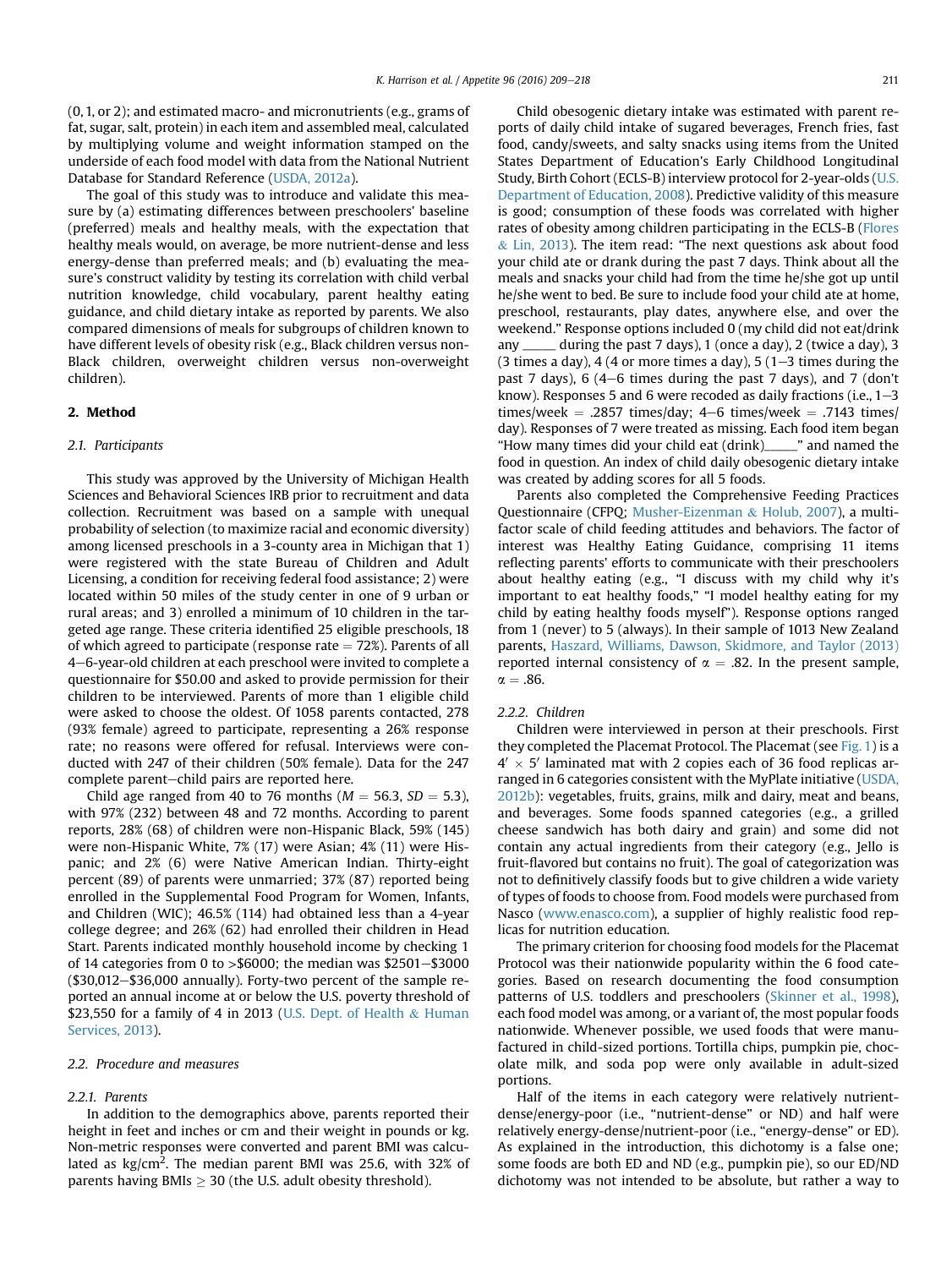(0, 1, or 2); and estimated macro- and micronutrients (e.g., grams of fat, sugar, salt, protein) in each item and assembled meal, calculated by multiplying volume and weight information stamped on the underside of each food model with data from the National Nutrient Database for Standard Reference (USDA, 2012a).

The goal of this study was to introduce and validate this measure by (a) estimating differences between preschoolers' baseline (preferred) meals and healthy meals, with the expectation that healthy meals would, on average, be more nutrient-dense and less energy-dense than preferred meals; and (b) evaluating the measure's construct validity by testing its correlation with child verbal nutrition knowledge, child vocabulary, parent healthy eating guidance, and child dietary intake as reported by parents. We also compared dimensions of meals for subgroups of children known to have different levels of obesity risk (e.g., Black children versus non-Black children, overweight children versus non-overweight children).

## 2. Method

### 2.1. Participants

This study was approved by the University of Michigan Health Sciences and Behavioral Sciences IRB prior to recruitment and data collection. Recruitment was based on a sample with unequal probability of selection (to maximize racial and economic diversity) among licensed preschools in a 3-county area in Michigan that 1) were registered with the state Bureau of Children and Adult Licensing, a condition for receiving federal food assistance; 2) were located within 50 miles of the study center in one of 9 urban or rural areas; and 3) enrolled a minimum of 10 children in the targeted age range. These criteria identified 25 eligible preschools, 18 of which agreed to participate (response rate = 72%). Parents of all 4–6-year-old children at each preschool were invited to complete a questionnaire for $50.00 and asked to provide permission for their children to be interviewed. Parents of more than 1 eligible child were asked to choose the oldest. Of 1058 parents contacted, 278 (93% female) agreed to participate, representing a 26% response rate; no reasons were offered for refusal. Interviews were conducted with 247 of their children (50% female). Data for the 247 complete parent–child pairs are reported here.

Child age ranged from 40 to 76 months ($M = 56.3$, $SD = 5.3$), with 97% (232) between 48 and 72 months. According to parent reports, 28% (68) of children were non-Hispanic Black, 59% (145) were non-Hispanic White, 7% (17) were Asian; 4% (11) were Hispanic; and 2% (6) were Native American Indian. Thirty-eight percent (89) of parents were unmarried; 37% (87) reported being enrolled in the Supplemental Food Program for Women, Infants, and Children (WIC); 46.5% (114) had obtained less than a 4-year college degree; and 26% (62) had enrolled their children in Head Start. Parents indicated monthly household income by checking 1 of 14 categories from 0 to >$6000; the median was $2501–$3000 ($30,012–$36,000 annually). Forty-two percent of the sample reported an annual income at or below the U.S. poverty threshold of $23,550 for a family of 4 in 2013 (U.S. Dept. of Health & Human Services, 2013).

### 2.2. Procedure and measures

#### 2.2.1. Parents

In addition to the demographics above, parents reported their height in feet and inches or cm and their weight in pounds or kg. Non-metric responses were converted and parent BMI was calculated as $kg/cm^2$. The median parent BMI was 25.6, with 32% of parents having BMIs $\geq 30$ (the U.S. adult obesity threshold).

Child obesogenic dietary intake was estimated with parent reports of daily child intake of sugared beverages, French fries, fast food, candy/sweets, and salty snacks using items from the United States Department of Education's Early Childhood Longitudinal Study, Birth Cohort (ECLS-B) interview protocol for 2-year-olds (U.S. Department of Education, 2008). Predictive validity of this measure is good; consumption of these foods was correlated with higher rates of obesity among children participating in the ECLS-B (Flores & Lin, 2013). The item read: "The next questions ask about food your child ate or drank during the past 7 days. Think about all the meals and snacks your child had from the time he/she got up until he/she went to bed. Be sure to include food your child ate at home, preschool, restaurants, play dates, anywhere else, and over the weekend." Response options included 0 (my child did not eat/drink any _____ during the past 7 days), 1 (once a day), 2 (twice a day), 3 (3 times a day), 4 (4 or more times a day), 5 (1–3 times during the past 7 days), 6 (4–6 times during the past 7 days), and 7 (don't know). Responses 5 and 6 were recoded as daily fractions (i.e., 1–3 times/week = .2857 times/day; 4–6 times/week = .7143 times/day). Responses of 7 were treated as missing. Each food item began "How many times did your child eat (drink)_____" and named the food in question. An index of child daily obesogenic dietary intake was created by adding scores for all 5 foods.

Parents also completed the Comprehensive Feeding Practices Questionnaire (CFPQ; Musher-Eizenman & Holub, 2007), a multi-factor scale of child feeding attitudes and behaviors. The factor of interest was Healthy Eating Guidance, comprising 11 items reflecting parents' efforts to communicate with their preschoolers about healthy eating (e.g., "I discuss with my child why it's important to eat healthy foods," "I model healthy eating for my child by eating healthy foods myself"). Response options ranged from 1 (never) to 5 (always). In their sample of 1013 New Zealand parents, Haszard, Williams, Dawson, Skidmore, and Taylor (2013) reported internal consistency of $\alpha = .82$. In the present sample, $\alpha = .86$.

#### 2.2.2. Children

Children were interviewed in person at their preschools. First they completed the Placemat Protocol. The Placemat (see Fig. 1) is a $4' \times 5'$ laminated mat with 2 copies each of 36 food replicas arranged in 6 categories consistent with the MyPlate initiative (USDA, 2012b): vegetables, fruits, grains, milk and dairy, meat and beans, and beverages. Some foods spanned categories (e.g., a grilled cheese sandwich has both dairy and grain) and some did not contain any actual ingredients from their category (e.g., Jello is fruit-flavored but contains no fruit). The goal of categorization was not to definitively classify foods but to give children a wide variety of types of foods to choose from. Food models were purchased from Nasco (www.enasco.com), a supplier of highly realistic food replicas for nutrition education.

The primary criterion for choosing food models for the Placemat Protocol was their nationwide popularity within the 6 food categories. Based on research documenting the food consumption patterns of U.S. toddlers and preschoolers (Skinner et al., 1998), each food model was among, or a variant of, the most popular foods nationwide. Whenever possible, we used foods that were manufactured in child-sized portions. Tortilla chips, pumpkin pie, chocolate milk, and soda pop were only available in adult-sized portions.

Half of the items in each category were relatively nutrient-dense/energy-poor (i.e., "nutrient-dense" or ND) and half were relatively energy-dense/nutrient-poor (i.e., "energy-dense" or ED). As explained in the introduction, this dichotomy is a false one; some foods are both ED and ND (e.g., pumpkin pie), so our ED/ND dichotomy was not intended to be absolute, but rather a way to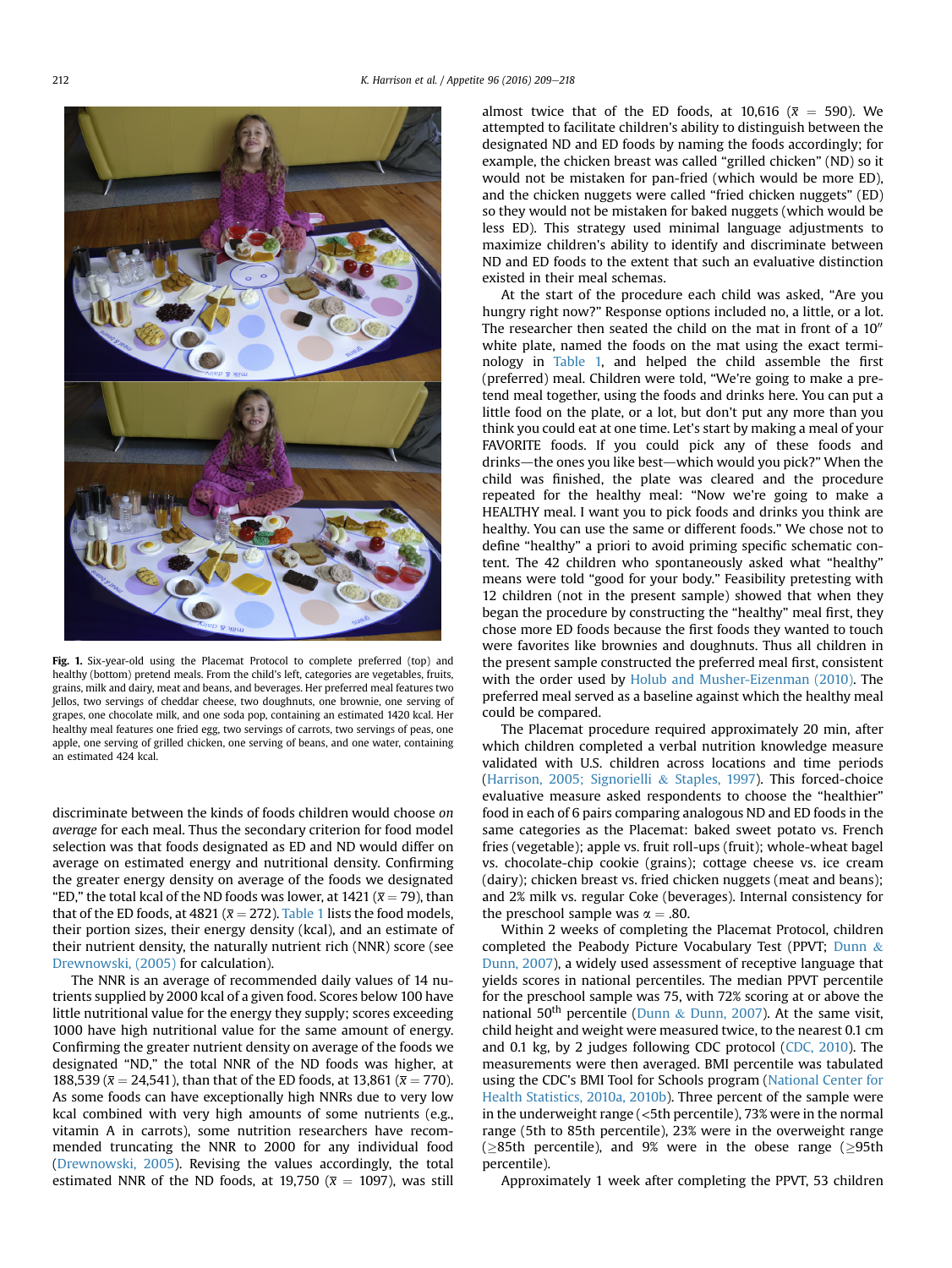Fig. 1. Six-year-old using the Placemat Protocol to complete preferred (top) and healthy (bottom) pretend meals. From the child's left, categories are vegetables, fruits, grains, milk and dairy, meat and beans, and beverages. Her preferred meal features two Jellos, two servings of cheddar cheese, two doughnuts, one brownie, one serving of grapes, one chocolate milk, and one soda pop, containing an estimated 1420 kcal. Her healthy meal features one fried egg, two servings of carrots, two servings of peas, one apple, one serving of grilled chicken, one serving of beans, and one water, containing an estimated 424 kcal.

discriminate between the kinds of foods children would choose *on average* for each meal. Thus the secondary criterion for food model selection was that foods designated as ED and ND would differ on average on estimated energy and nutritional density. Confirming the greater energy density on average of the foods we designated "ED," the total kcal of the ND foods was lower, at 1421 ($\bar{x} = 79$), than that of the ED foods, at 4821 ($\bar{x} = 272$). Table 1 lists the food models, their portion sizes, their energy density (kcal), and an estimate of their nutrient density, the naturally nutrient rich (NNR) score (see Drewnowski, (2005) for calculation).

The NNR is an average of recommended daily values of 14 nutrients supplied by 2000 kcal of a given food. Scores below 100 have little nutritional value for the energy they supply; scores exceeding 1000 have high nutritional value for the same amount of energy. Confirming the greater nutrient density on average of the foods we designated "ND," the total NNR of the ND foods was higher, at 188,539 ($\bar{x} = 24{,}541$), than that of the ED foods, at 13,861 ($\bar{x} = 770$). As some foods can have exceptionally high NNRs due to very low kcal combined with very high amounts of some nutrients (e.g., vitamin A in carrots), some nutrition researchers have recommended truncating the NNR to 2000 for any individual food (Drewnowski, 2005). Revising the values accordingly, the total estimated NNR of the ND foods, at 19,750 ($\bar{x} = 1097$), was still almost twice that of the ED foods, at 10,616 ($\bar{x} = 590$). We attempted to facilitate children's ability to distinguish between the designated ND and ED foods by naming the foods accordingly; for example, the chicken breast was called "grilled chicken" (ND) so it would not be mistaken for pan-fried (which would be more ED), and the chicken nuggets were called "fried chicken nuggets" (ED) so they would not be mistaken for baked nuggets (which would be less ED). This strategy used minimal language adjustments to maximize children's ability to identify and discriminate between ND and ED foods to the extent that such an evaluative distinction existed in their meal schemas.

At the start of the procedure each child was asked, "Are you hungry right now?" Response options included no, a little, or a lot. The researcher then seated the child on the mat in front of a 10″ white plate, named the foods on the mat using the exact terminology in Table 1, and helped the child assemble the first (preferred) meal. Children were told, "We're going to make a pretend meal together, using the foods and drinks here. You can put a little food on the plate, or a lot, but don't put any more than you think you could eat at one time. Let's start by making a meal of your FAVORITE foods. If you could pick any of these foods and drinks—the ones you like best—which would you pick?" When the child was finished, the plate was cleared and the procedure repeated for the healthy meal: "Now we're going to make a HEALTHY meal. I want you to pick foods and drinks you think are healthy. You can use the same or different foods." We chose not to define "healthy" a priori to avoid priming specific schematic content. The 42 children who spontaneously asked what "healthy" means were told "good for your body." Feasibility pretesting with 12 children (not in the present sample) showed that when they began the procedure by constructing the "healthy" meal first, they chose more ED foods because the first foods they wanted to touch were favorites like brownies and doughnuts. Thus all children in the present sample constructed the preferred meal first, consistent with the order used by Holub and Musher-Eizenman (2010). The preferred meal served as a baseline against which the healthy meal could be compared.

The Placemat procedure required approximately 20 min, after which children completed a verbal nutrition knowledge measure validated with U.S. children across locations and time periods (Harrison, 2005; Signorielli & Staples, 1997). This forced-choice evaluative measure asked respondents to choose the "healthier" food in each of 6 pairs comparing analogous ND and ED foods in the same categories as the Placemat: baked sweet potato vs. French fries (vegetable); apple vs. fruit roll-ups (fruit); whole-wheat bagel vs. chocolate-chip cookie (grains); cottage cheese vs. ice cream (dairy); chicken breast vs. fried chicken nuggets (meat and beans); and 2% milk vs. regular Coke (beverages). Internal consistency for the preschool sample was $\alpha = .80$.

Within 2 weeks of completing the Placemat Protocol, children completed the Peabody Picture Vocabulary Test (PPVT; Dunn & Dunn, 2007), a widely used assessment of receptive language that yields scores in national percentiles. The median PPVT percentile for the preschool sample was 75, with 72% scoring at or above the national 50th percentile (Dunn & Dunn, 2007). At the same visit, child height and weight were measured twice, to the nearest 0.1 cm and 0.1 kg, by 2 judges following CDC protocol (CDC, 2010). The measurements were then averaged. BMI percentile was tabulated using the CDC's BMI Tool for Schools program (National Center for Health Statistics, 2010a, 2010b). Three percent of the sample were in the underweight range (<5th percentile), 73% were in the normal range (5th to 85th percentile), 23% were in the overweight range (≥85th percentile), and 9% were in the obese range (≥95th percentile).

Approximately 1 week after completing the PPVT, 53 children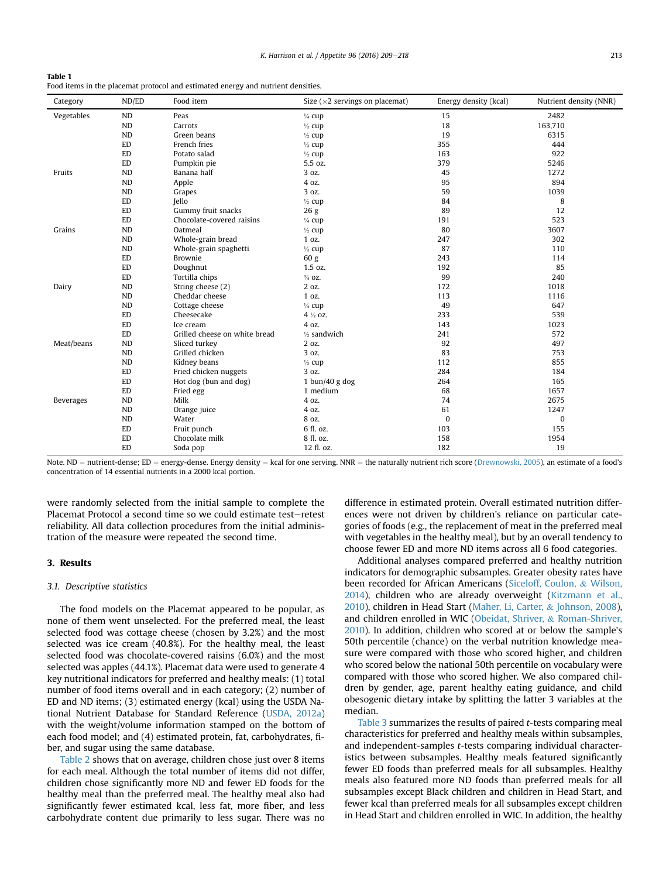**Table 1**
Food items in the placemat protocol and estimated energy and nutrient densities.

| Category | ND/ED | Food item | Size (×2 servings on placemat) | Energy density (kcal) | Nutrient density (NNR) |
|---|---|---|---|---|---|
| Vegetables | ND | Peas | ¼ cup | 15 | 2482 |
| | ND | Carrots | ½ cup | 18 | 163,710 |
| | ND | Green beans | ½ cup | 19 | 6315 |
| | ED | French fries | ½ cup | 355 | 444 |
| | ED | Potato salad | ½ cup | 163 | 922 |
| | ED | Pumpkin pie | 5.5 oz. | 379 | 5246 |
| Fruits | ND | Banana half | 3 oz. | 45 | 1272 |
| | ND | Apple | 4 oz. | 95 | 894 |
| | ND | Grapes | 3 oz. | 59 | 1039 |
| | ED | Jello | ½ cup | 84 | 8 |
| | ED | Gummy fruit snacks | 26 g | 89 | 12 |
| | ED | Chocolate-covered raisins | ¼ cup | 191 | 523 |
| Grains | ND | Oatmeal | ½ cup | 80 | 3607 |
| | ND | Whole-grain bread | 1 oz. | 247 | 302 |
| | ND | Whole-grain spaghetti | ½ cup | 87 | 110 |
| | ED | Brownie | 60 g | 243 | 114 |
| | ED | Doughnut | 1.5 oz. | 192 | 85 |
| | ED | Tortilla chips | ¾ oz. | 99 | 240 |
| Dairy | ND | String cheese (2) | 2 oz. | 172 | 1018 |
| | ND | Cheddar cheese | 1 oz. | 113 | 1116 |
| | ND | Cottage cheese | ¼ cup | 49 | 647 |
| | ED | Cheesecake | 4 ½ oz. | 233 | 539 |
| | ED | Ice cream | 4 oz. | 143 | 1023 |
| | ED | Grilled cheese on white bread | ½ sandwich | 241 | 572 |
| Meat/beans | ND | Sliced turkey | 2 oz. | 92 | 497 |
| | ND | Grilled chicken | 3 oz. | 83 | 753 |
| | ND | Kidney beans | ½ cup | 112 | 855 |
| | ED | Fried chicken nuggets | 3 oz. | 284 | 184 |
| | ED | Hot dog (bun and dog) | 1 bun/40 g dog | 264 | 165 |
| | ED | Fried egg | 1 medium | 68 | 1657 |
| Beverages | ND | Milk | 4 oz. | 74 | 2675 |
| | ND | Orange juice | 4 oz. | 61 | 1247 |
| | ND | Water | 8 oz. | 0 | 0 |
| | ED | Fruit punch | 6 fl. oz. | 103 | 155 |
| | ED | Chocolate milk | 8 fl. oz. | 158 | 1954 |
| | ED | Soda pop | 12 fl. oz. | 182 | 19 |

Note. ND = nutrient-dense; ED = energy-dense. Energy density = kcal for one serving. NNR = the naturally nutrient rich score (Drewnowski, 2005), an estimate of a food's concentration of 14 essential nutrients in a 2000 kcal portion.

were randomly selected from the initial sample to complete the Placemat Protocol a second time so we could estimate test–retest reliability. All data collection procedures from the initial administration of the measure were repeated the second time.

## 3. Results

### 3.1. Descriptive statistics

The food models on the Placemat appeared to be popular, as none of them went unselected. For the preferred meal, the least selected food was cottage cheese (chosen by 3.2%) and the most selected was ice cream (40.8%). For the healthy meal, the least selected food was chocolate-covered raisins (6.0%) and the most selected was apples (44.1%). Placemat data were used to generate 4 key nutritional indicators for preferred and healthy meals: (1) total number of food items overall and in each category; (2) number of ED and ND items; (3) estimated energy (kcal) using the USDA National Nutrient Database for Standard Reference (USDA, 2012a) with the weight/volume information stamped on the bottom of each food model; and (4) estimated protein, fat, carbohydrates, fiber, and sugar using the same database.

Table 2 shows that on average, children chose just over 8 items for each meal. Although the total number of items did not differ, children chose significantly more ND and fewer ED foods for the healthy meal than the preferred meal. The healthy meal also had significantly fewer estimated kcal, less fat, more fiber, and less carbohydrate content due primarily to less sugar. There was no difference in estimated protein. Overall estimated nutrition differences were not driven by children's reliance on particular categories of foods (e.g., the replacement of meat in the preferred meal with vegetables in the healthy meal), but by an overall tendency to choose fewer ED and more ND items across all 6 food categories.

Additional analyses compared preferred and healthy nutrition indicators for demographic subsamples. Greater obesity rates have been recorded for African Americans (Siceloff, Coulon, & Wilson, 2014), children who are already overweight (Kitzmann et al., 2010), children in Head Start (Maher, Li, Carter, & Johnson, 2008), and children enrolled in WIC (Obeidat, Shriver, & Roman-Shriver, 2010). In addition, children who scored at or below the sample's 50th percentile (chance) on the verbal nutrition knowledge measure were compared with those who scored higher, and children who scored below the national 50th percentile on vocabulary were compared with those who scored higher. We also compared children by gender, age, parent healthy eating guidance, and child obesogenic dietary intake by splitting the latter 3 variables at the median.

Table 3 summarizes the results of paired *t*-tests comparing meal characteristics for preferred and healthy meals within subsamples, and independent-samples *t*-tests comparing individual characteristics between subsamples. Healthy meals featured significantly fewer ED foods than preferred meals for all subsamples. Healthy meals also featured more ND foods than preferred meals for all subsamples except Black children and children in Head Start, and fewer kcal than preferred meals for all subsamples except children in Head Start and children enrolled in WIC. In addition, the healthy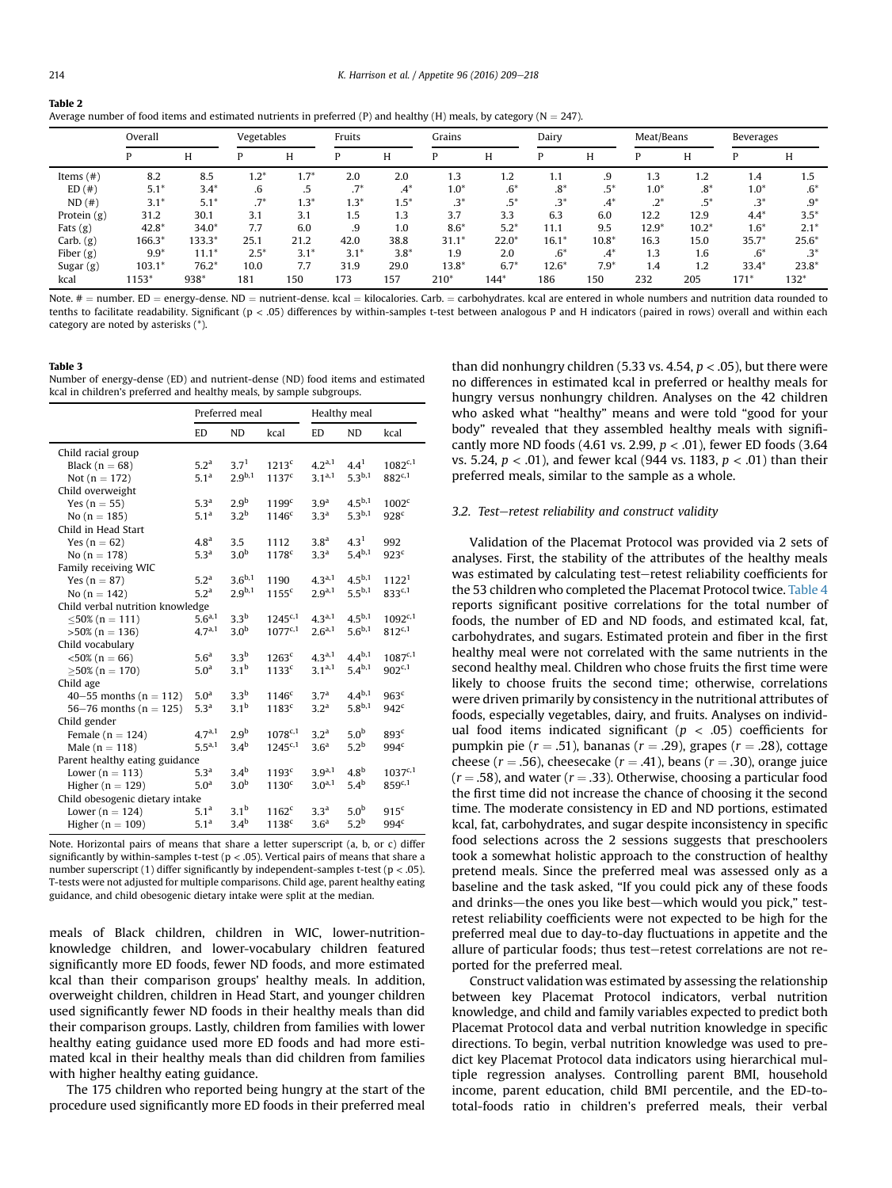**Table 2**
Average number of food items and estimated nutrients in preferred (P) and healthy (H) meals, by category (N = 247).

| | Overall | | Vegetables | | Fruits | | Grains | | Dairy | | Meat/Beans | | Beverages | |
|---|---|---|---|---|---|---|---|---|---|---|---|---|---|---|
| | P | H | P | H | P | H | P | H | P | H | P | H | P | H |
| Items (#) | 8.2 | 8.5 | 1.2* | 1.7* | 2.0 | 2.0 | 1.3 | 1.2 | 1.1 | .9 | 1.3 | 1.2 | 1.4 | 1.5 |
| ED (#) | 5.1* | 3.4* | .6 | .5 | .7* | .4* | 1.0* | .6* | .8* | .5* | 1.0* | .8* | 1.0* | .6* |
| ND (#) | 3.1* | 5.1* | .7* | 1.3* | 1.3* | 1.5* | .3* | .5* | .3* | .4* | .2* | .5* | .3* | .9* |
| Protein (g) | 31.2 | 30.1 | 3.1 | 3.1 | 1.5 | 1.3 | 3.7 | 3.3 | 6.3 | 6.0 | 12.2 | 12.9 | 4.4* | 3.5* |
| Fats (g) | 42.8* | 34.0* | 7.7 | 6.0 | .9 | 1.0 | 8.6* | 5.2* | 11.1 | 9.5 | 12.9* | 10.2* | 1.6* | 2.1* |
| Carb. (g) | 166.3* | 133.3* | 25.1 | 21.2 | 42.0 | 38.8 | 31.1* | 22.0* | 16.1* | 10.8* | 16.3 | 15.0 | 35.7* | 25.6* |
| Fiber (g) | 9.9* | 11.1* | 2.5* | 3.1* | 3.1* | 3.8* | 1.9 | 2.0 | .6* | .4* | 1.3 | 1.6 | .6* | .3* |
| Sugar (g) | 103.1* | 76.2* | 10.0 | 7.7 | 31.9 | 29.0 | 13.8* | 6.7* | 12.6* | 7.9* | 1.4 | 1.2 | 33.4* | 23.8* |
| kcal | 1153* | 938* | 181 | 150 | 173 | 157 | 210* | 144* | 186 | 150 | 232 | 205 | 171* | 132* |

Note. # = number. ED = energy-dense. ND = nutrient-dense. kcal = kilocalories. Carb. = carbohydrates. kcal are entered in whole numbers and nutrition data rounded to tenths to facilitate readability. Significant (p < .05) differences by within-samples t-test between analogous P and H indicators (paired in rows) overall and within each category are noted by asterisks (*).

**Table 3**
Number of energy-dense (ED) and nutrient-dense (ND) food items and estimated kcal in children's preferred and healthy meals, by sample subgroups.

| | Preferred meal | | | Healthy meal | | |
|---|---|---|---|---|---|---|
| | ED | ND | kcal | ED | ND | kcal |
| Child racial group | | | | | | |
| Black (n = 68) | 5.2[a] | 3.7[1] | 1213[c] | 4.2[a,1] | 4.4[1] | 1082[c,1] |
| Not (n = 172) | 5.1[a] | 2.9[b,1] | 1137[c] | 3.1[a,1] | 5.3[b,1] | 882[c,1] |
| Child overweight | | | | | | |
| Yes (n = 55) | 5.3[a] | 2.9[b] | 1199[c] | 3.9[a] | 4.5[b,1] | 1002[c] |
| No (n = 185) | 5.1[a] | 3.2[b] | 1146[c] | 3.3[a] | 5.3[b,1] | 928[c] |
| Child in Head Start | | | | | | |
| Yes (n = 62) | 4.8[a] | 3.5 | 1112 | 3.8[a] | 4.3[1] | 992 |
| No (n = 178) | 5.3[a] | 3.0[b] | 1178[c] | 3.3[a] | 5.4[b,1] | 923[c] |
| Family receiving WIC | | | | | | |
| Yes (n = 87) | 5.2[a] | 3.6[b,1] | 1190 | 4.3[a,1] | 4.5[b,1] | 1122[1] |
| No (n = 142) | 5.2[a] | 2.9[b,1] | 1155[c] | 2.9[a,1] | 5.5[b,1] | 833[c,1] |
| Child verbal nutrition knowledge | | | | | | |
| ≤50% (n = 111) | 5.6[a,1] | 3.3[b] | 1245[c,1] | 4.3[a,1] | 4.5[b,1] | 1092[c,1] |
| >50% (n = 136) | 4.7[a,1] | 3.0[b] | 1077[c,1] | 2.6[a,1] | 5.6[b,1] | 812[c,1] |
| Child vocabulary | | | | | | |
| <50% (n = 66) | 5.6[a] | 3.3[b] | 1263[c] | 4.3[a,1] | 4.4[b,1] | 1087[c,1] |
| ≥50% (n = 170) | 5.0[a] | 3.1[b] | 1133[c] | 3.1[a,1] | 5.4[b,1] | 902[c,1] |
| Child age | | | | | | |
| 40–55 months (n = 112) | 5.0[a] | 3.3[b] | 1146[c] | 3.7[a] | 4.4[b,1] | 963[c] |
| 56–76 months (n = 125) | 5.3[a] | 3.1[b] | 1183[c] | 3.2[a] | 5.8[b,1] | 942[c] |
| Child gender | | | | | | |
| Female (n = 124) | 4.7[a,1] | 2.9[b] | 1078[c,1] | 3.2[a] | 5.0[b] | 893[c] |
| Male (n = 118) | 5.5[a,1] | 3.4[b] | 1245[c,1] | 3.6[a] | 5.2[b] | 994[c] |
| Parent healthy eating guidance | | | | | | |
| Lower (n = 113) | 5.3[a] | 3.4[b] | 1193[c] | 3.9[a,1] | 4.8[b] | 1037[c,1] |
| Higher (n = 129) | 5.0[a] | 3.0[b] | 1130[c] | 3.0[a,1] | 5.4[b] | 859[c,1] |
| Child obesogenic dietary intake | | | | | | |
| Lower (n = 124) | 5.1[a] | 3.1[b] | 1162[c] | 3.3[a] | 5.0[b] | 915[c] |
| Higher (n = 109) | 5.1[a] | 3.4[b] | 1138[c] | 3.6[a] | 5.2[b] | 994[c] |

Note. Horizontal pairs of means that share a letter superscript (a, b, or c) differ significantly by within-samples t-test (p < .05). Vertical pairs of means that share a number superscript (1) differ significantly by independent-samples t-test (p < .05). T-tests were not adjusted for multiple comparisons. Child age, parent healthy eating guidance, and child obesogenic dietary intake were split at the median.

meals of Black children, children in WIC, lower-nutrition-knowledge children, and lower-vocabulary children featured significantly more ED foods, fewer ND foods, and more estimated kcal than their comparison groups' healthy meals. In addition, overweight children, children in Head Start, and younger children used significantly fewer ND foods in their healthy meals than did their comparison groups. Lastly, children from families with lower healthy eating guidance used more ED foods and had more estimated kcal in their healthy meals than did children from families with higher healthy eating guidance.

The 175 children who reported being hungry at the start of the procedure used significantly more ED foods in their preferred meal than did nonhungry children (5.33 vs. 4.54, $p < .05$), but there were no differences in estimated kcal in preferred or healthy meals for hungry versus nonhungry children. Analyses on the 42 children who asked what "healthy" means and were told "good for your body" revealed that they assembled healthy meals with significantly more ND foods (4.61 vs. 2.99, $p < .01$), fewer ED foods (3.64 vs. 5.24, $p < .01$), and fewer kcal (944 vs. 1183, $p < .01$) than their preferred meals, similar to the sample as a whole.

### 3.2. Test–retest reliability and construct validity

Validation of the Placemat Protocol was provided via 2 sets of analyses. First, the stability of the attributes of the healthy meals was estimated by calculating test–retest reliability coefficients for the 53 children who completed the Placemat Protocol twice. Table 4 reports significant positive correlations for the total number of foods, the number of ED and ND foods, and estimated kcal, fat, carbohydrates, and sugars. Estimated protein and fiber in the first healthy meal were not correlated with the same nutrients in the second healthy meal. Children who chose fruits the first time were likely to choose fruits the second time; otherwise, correlations were driven primarily by consistency in the nutritional attributes of foods, especially vegetables, dairy, and fruits. Analyses on individual food items indicated significant ($p < .05$) coefficients for pumpkin pie ($r = .51$), bananas ($r = .29$), grapes ($r = .28$), cottage cheese ($r = .56$), cheesecake ($r = .41$), beans ($r = .30$), orange juice ($r = .58$), and water ($r = .33$). Otherwise, choosing a particular food the first time did not increase the chance of choosing it the second time. The moderate consistency in ED and ND portions, estimated kcal, fat, carbohydrates, and sugar despite inconsistency in specific food selections across the 2 sessions suggests that preschoolers took a somewhat holistic approach to the construction of healthy pretend meals. Since the preferred meal was assessed only as a baseline and the task asked, "If you could pick any of these foods and drinks—the ones you like best—which would you pick," test-retest reliability coefficients were not expected to be high for the preferred meal due to day-to-day fluctuations in appetite and the allure of particular foods; thus test–retest correlations are not reported for the preferred meal.

Construct validation was estimated by assessing the relationship between key Placemat Protocol indicators, verbal nutrition knowledge, and child and family variables expected to predict both Placemat Protocol data and verbal nutrition knowledge in specific directions. To begin, verbal nutrition knowledge was used to predict key Placemat Protocol data indicators using hierarchical multiple regression analyses. Controlling parent BMI, household income, parent education, child BMI percentile, and the ED-to-total-foods ratio in children's preferred meals, their verbal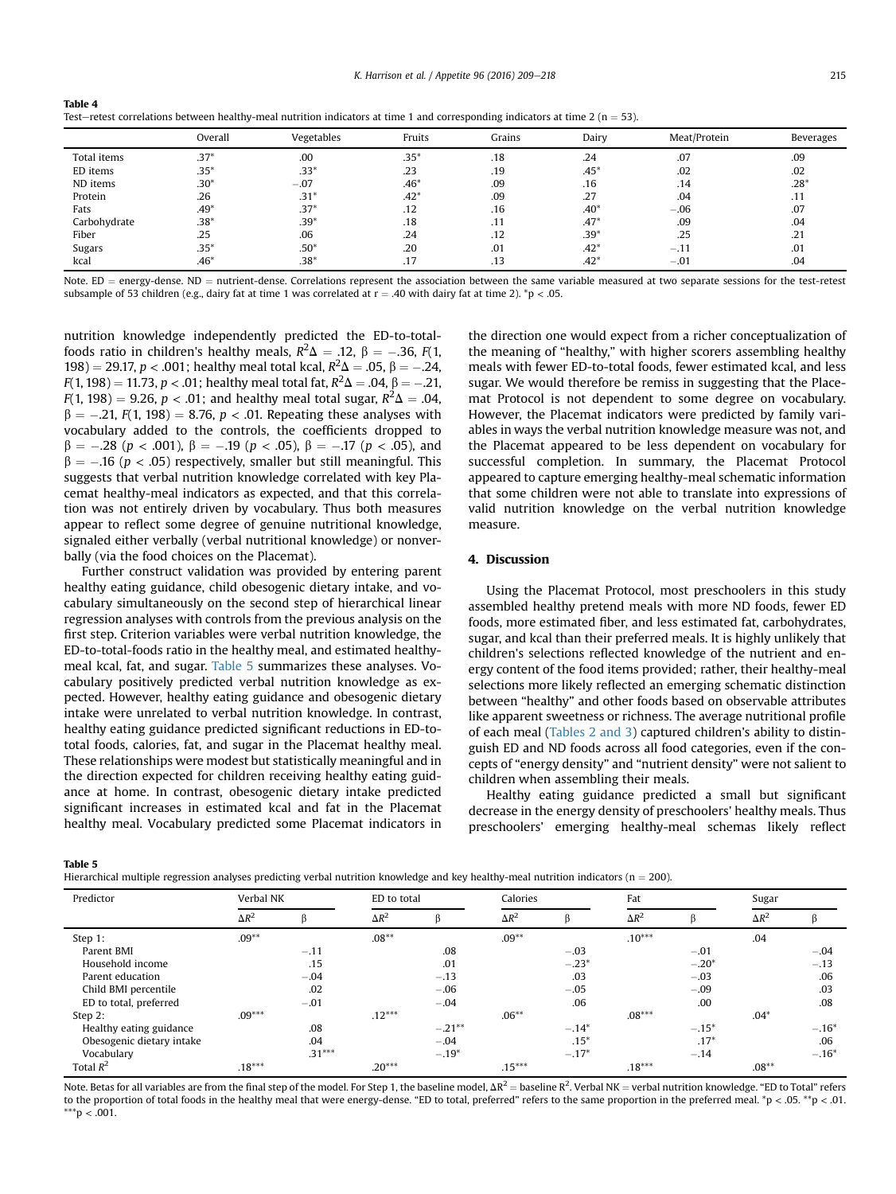**Table 4**
Test–retest correlations between healthy-meal nutrition indicators at time 1 and corresponding indicators at time 2 (n = 53).

| | Overall | Vegetables | Fruits | Grains | Dairy | Meat/Protein | Beverages |
|---|---|---|---|---|---|---|---|
| Total items | .37* | .00 | .35* | .18 | .24 | .07 | .09 |
| ED items | .35* | .33* | .23 | .19 | .45* | .02 | .02 |
| ND items | .30* | −.07 | .46* | .16 | .14 | .28* | |
| Protein | .26 | .31* | .42* | .09 | .27 | .04 | .11 |
| Fats | .49* | .37* | .12 | .16 | .40* | −.06 | .07 |
| Carbohydrate | .38* | .39* | .18 | .11 | .47* | .09 | .04 |
| Fiber | .25 | .06 | .24 | .12 | .39* | .25 | .21 |
| Sugars | .35* | .50* | .20 | .01 | .42* | −.11 | .01 |
| kcal | .46* | .38* | .17 | .13 | .42* | −.01 | .04 |

Note. ED = energy-dense. ND = nutrient-dense. Correlations represent the association between the same variable measured at two separate sessions for the test-retest subsample of 53 children (e.g., dairy fat at time 1 was correlated at r = .40 with dairy fat at time 2). *p < .05.

nutrition knowledge independently predicted the ED-to-total-foods ratio in children's healthy meals, $R^2\Delta = .12$, $\beta = -.36$, $F(1, 198) = 29.17$, $p < .001$; healthy meal total kcal, $R^2\Delta = .05$, $\beta = -.24$, $F(1, 198) = 11.73$, $p < .01$; healthy meal total fat, $R^2\Delta = .04$, $\beta = -.21$, $F(1, 198) = 9.26$, $p < .01$; and healthy meal total sugar, $R^2\Delta = .04$, $\beta = -.21$, $F(1, 198) = 8.76$, $p < .01$. Repeating these analyses with vocabulary added to the controls, the coefficients dropped to $\beta = -.28$ ($p < .001$), $\beta = -.19$ ($p < .05$), $\beta = -.17$ ($p < .05$), and $\beta = -.16$ ($p < .05$) respectively, smaller but still meaningful. This suggests that verbal nutrition knowledge correlated with key Placemat healthy-meal indicators as expected, and that this correlation was not entirely driven by vocabulary. Thus both measures appear to reflect some degree of genuine nutritional knowledge, signaled either verbally (verbal nutritional knowledge) or nonverbally (via the food choices on the Placemat).

Further construct validation was provided by entering parent healthy eating guidance, child obesogenic dietary intake, and vocabulary simultaneously on the second step of hierarchical linear regression analyses with controls from the previous analysis on the first step. Criterion variables were verbal nutrition knowledge, the ED-to-total-foods ratio in the healthy meal, and estimated healthy-meal kcal, fat, and sugar. Table 5 summarizes these analyses. Vocabulary positively predicted verbal nutrition knowledge as expected. However, healthy eating guidance and obesogenic dietary intake were unrelated to verbal nutrition knowledge. In contrast, healthy eating guidance predicted significant reductions in ED-to-total foods, calories, fat, and sugar in the Placemat healthy meal. These relationships were modest but statistically meaningful and in the direction expected for children receiving healthy eating guidance at home. In contrast, obesogenic dietary intake predicted significant increases in estimated kcal and fat in the Placemat healthy meal. Vocabulary predicted some Placemat indicators in the direction one would expect from a richer conceptualization of the meaning of "healthy," with higher scorers assembling healthy meals with fewer ED-to-total foods, fewer estimated kcal, and less sugar. We would therefore be remiss in suggesting that the Placemat Protocol is not dependent to some degree on vocabulary. However, the Placemat indicators were predicted by family variables in ways the verbal nutrition knowledge measure was not, and the Placemat appeared to be less dependent on vocabulary for successful completion. In summary, the Placemat Protocol appeared to capture emerging healthy-meal schematic information that some children were not able to translate into expressions of valid nutrition knowledge on the verbal nutrition knowledge measure.

## 4. Discussion

Using the Placemat Protocol, most preschoolers in this study assembled healthy pretend meals with more ND foods, fewer ED foods, more estimated fiber, and less estimated fat, carbohydrates, sugar, and kcal than their preferred meals. It is highly unlikely that children's selections reflected knowledge of the nutrient and energy content of the food items provided; rather, their healthy-meal selections more likely reflected an emerging schematic distinction between "healthy" and other foods based on observable attributes like apparent sweetness or richness. The average nutritional profile of each meal (Tables 2 and 3) captured children's ability to distinguish ED and ND foods across all food categories, even if the concepts of "energy density" and "nutrient density" were not salient to children when assembling their meals.

Healthy eating guidance predicted a small but significant decrease in the energy density of preschoolers' healthy meals. Thus preschoolers' emerging healthy-meal schemas likely reflect

**Table 5**
Hierarchical multiple regression analyses predicting verbal nutrition knowledge and key healthy-meal nutrition indicators (n = 200).

| Predictor | Verbal NK | | ED to total | | Calories | | Fat | | Sugar | |
|---|---|---|---|---|---|---|---|---|---|---|
| | $\Delta R^2$ | β | $\Delta R^2$ | β | $\Delta R^2$ | β | $\Delta R^2$ | β | $\Delta R^2$ | β |
| Step 1: | .09** | | .08** | | .09** | | .10*** | | .04 | |
| Parent BMI | | −.11 | | .08 | | −.03 | | −.01 | | −.04 |
| Household income | | .15 | | .01 | | −.23* | | −.20* | | −.13 |
| Parent education | | −.04 | | −.13 | | .03 | | −.03 | | .06 |
| Child BMI percentile | | .02 | | −.06 | | −.05 | | −.09 | | .03 |
| ED to total, preferred | | −.01 | | −.04 | | .06 | | .00 | | .08 |
| Step 2: | .09*** | | .12*** | | .06** | | .08*** | | .04* | |
| Healthy eating guidance | | .08 | | −.21** | | −.14* | | −.15* | | −.16* |
| Obesogenic dietary intake | | .04 | | −.04 | | .15* | | .17* | | .06 |
| Vocabulary | | .31*** | | −.19* | | −.17* | | −.14 | | −.16* |
| Total $R^2$ | .18*** | | .20*** | | .15*** | | .18*** | | .08** | |

Note. Betas for all variables are from the final step of the model. For Step 1, the baseline model, $\Delta R^2$ = baseline $R^2$. Verbal NK = verbal nutrition knowledge. "ED to Total" refers to the proportion of total foods in the healthy meal that were energy-dense. "ED to total, preferred" refers to the same proportion in the preferred meal. *p < .05. **p < .01. ***p < .001.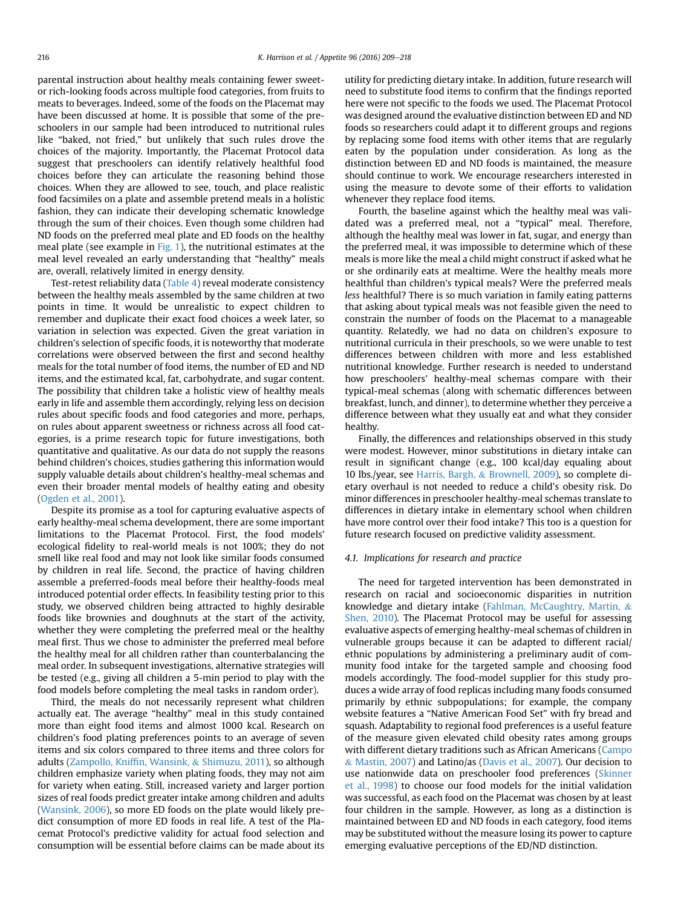parental instruction about healthy meals containing fewer sweet- or rich-looking foods across multiple food categories, from fruits to meats to beverages. Indeed, some of the foods on the Placemat may have been discussed at home. It is possible that some of the preschoolers in our sample had been introduced to nutritional rules like "baked, not fried," but unlikely that such rules drove the choices of the majority. Importantly, the Placemat Protocol data suggest that preschoolers can identify relatively healthful food choices before they can articulate the reasoning behind those choices. When they are allowed to see, touch, and place realistic food facsimiles on a plate and assemble pretend meals in a holistic fashion, they can indicate their developing schematic knowledge through the sum of their choices. Even though some children had ND foods on the preferred meal plate and ED foods on the healthy meal plate (see example in Fig. 1), the nutritional estimates at the meal level revealed an early understanding that "healthy" meals are, overall, relatively limited in energy density.

Test-retest reliability data (Table 4) reveal moderate consistency between the healthy meals assembled by the same children at two points in time. It would be unrealistic to expect children to remember and duplicate their exact food choices a week later, so variation in selection was expected. Given the great variation in children's selection of specific foods, it is noteworthy that moderate correlations were observed between the first and second healthy meals for the total number of food items, the number of ED and ND items, and the estimated kcal, fat, carbohydrate, and sugar content. The possibility that children take a holistic view of healthy meals early in life and assemble them accordingly, relying less on decision rules about specific foods and food categories and more, perhaps, on rules about apparent sweetness or richness across all food categories, is a prime research topic for future investigations, both quantitative and qualitative. As our data do not supply the reasons behind children's choices, studies gathering this information would supply valuable details about children's healthy-meal schemas and even their broader mental models of healthy eating and obesity (Ogden et al., 2001).

Despite its promise as a tool for capturing evaluative aspects of early healthy-meal schema development, there are some important limitations to the Placemat Protocol. First, the food models' ecological fidelity to real-world meals is not 100%; they do not smell like real food and may not look like similar foods consumed by children in real life. Second, the practice of having children assemble a preferred-foods meal before their healthy-foods meal introduced potential order effects. In feasibility testing prior to this study, we observed children being attracted to highly desirable foods like brownies and doughnuts at the start of the activity, whether they were completing the preferred meal or the healthy meal first. Thus we chose to administer the preferred meal before the healthy meal for all children rather than counterbalancing the meal order. In subsequent investigations, alternative strategies will be tested (e.g., giving all children a 5-min period to play with the food models before completing the meal tasks in random order).

Third, the meals do not necessarily represent what children actually eat. The average "healthy" meal in this study contained more than eight food items and almost 1000 kcal. Research on children's food plating preferences points to an average of seven items and six colors compared to three items and three colors for adults (Zampollo, Kniffin, Wansink, & Shimuzu, 2011), so although children emphasize variety when plating foods, they may not aim for variety when eating. Still, increased variety and larger portion sizes of real foods predict greater intake among children and adults (Wansink, 2006), so more ED foods on the plate would likely predict consumption of more ED foods in real life. A test of the Placemat Protocol's predictive validity for actual food selection and consumption will be essential before claims can be made about its utility for predicting dietary intake. In addition, future research will need to substitute food items to confirm that the findings reported here were not specific to the foods we used. The Placemat Protocol was designed around the evaluative distinction between ED and ND foods so researchers could adapt it to different groups and regions by replacing some food items with other items that are regularly eaten by the population under consideration. As long as the distinction between ED and ND foods is maintained, the measure should continue to work. We encourage researchers interested in using the measure to devote some of their efforts to validation whenever they replace food items.

Fourth, the baseline against which the healthy meal was validated was a preferred meal, not a "typical" meal. Therefore, although the healthy meal was lower in fat, sugar, and energy than the preferred meal, it was impossible to determine which of these meals is more like the meal a child might construct if asked what he or she ordinarily eats at mealtime. Were the healthy meals more healthful than children's typical meals? Were the preferred meals *less* healthful? There is so much variation in family eating patterns that asking about typical meals was not feasible given the need to constrain the number of foods on the Placemat to a manageable quantity. Relatedly, we had no data on children's exposure to nutritional curricula in their preschools, so we were unable to test differences between children with more and less established nutritional knowledge. Further research is needed to understand how preschoolers' healthy-meal schemas compare with their typical-meal schemas (along with schematic differences between breakfast, lunch, and dinner), to determine whether they perceive a difference between what they usually eat and what they consider healthy.

Finally, the differences and relationships observed in this study were modest. However, minor substitutions in dietary intake can result in significant change (e.g., 100 kcal/day equaling about 10 lbs./year, see Harris, Bargh, & Brownell, 2009), so complete dietary overhaul is not needed to reduce a child's obesity risk. Do minor differences in preschooler healthy-meal schemas translate to differences in dietary intake in elementary school when children have more control over their food intake? This too is a question for future research focused on predictive validity assessment.

### 4.1. Implications for research and practice

The need for targeted intervention has been demonstrated in research on racial and socioeconomic disparities in nutrition knowledge and dietary intake (Fahlman, McCaughtry, Martin, & Shen, 2010). The Placemat Protocol may be useful for assessing evaluative aspects of emerging healthy-meal schemas of children in vulnerable groups because it can be adapted to different racial/ethnic populations by administering a preliminary audit of community food intake for the targeted sample and choosing food models accordingly. The food-model supplier for this study produces a wide array of food replicas including many foods consumed primarily by ethnic subpopulations; for example, the company website features a "Native American Food Set" with fry bread and squash. Adaptability to regional food preferences is a useful feature of the measure given elevated child obesity rates among groups with different dietary traditions such as African Americans (Campo & Mastin, 2007) and Latino/as (Davis et al., 2007). Our decision to use nationwide data on preschooler food preferences (Skinner et al., 1998) to choose our food models for the initial validation was successful, as each food on the Placemat was chosen by at least four children in the sample. However, as long as a distinction is maintained between ED and ND foods in each category, food items may be substituted without the measure losing its power to capture emerging evaluative perceptions of the ED/ND distinction.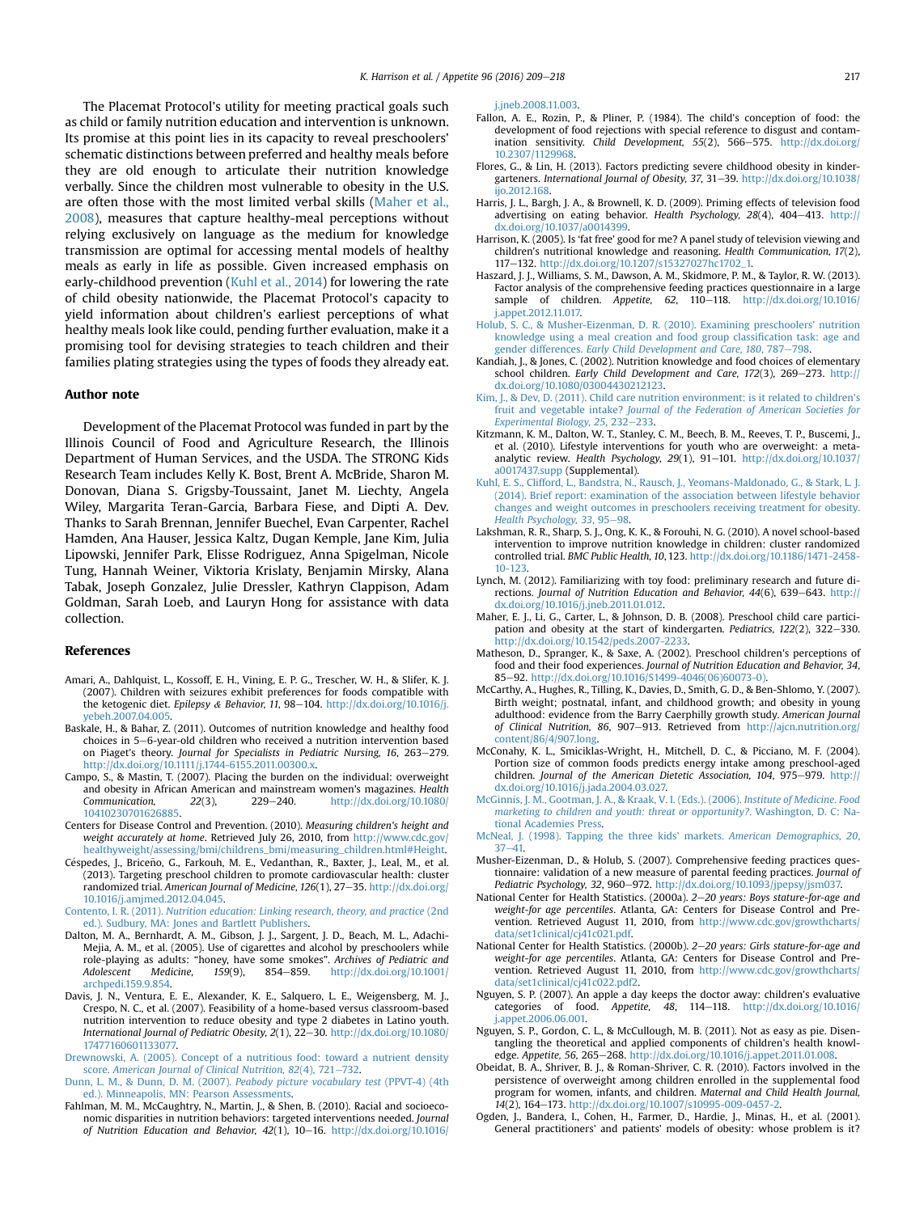The Placemat Protocol's utility for meeting practical goals such as child or family nutrition education and intervention is unknown. Its promise at this point lies in its capacity to reveal preschoolers' schematic distinctions between preferred and healthy meals before they are old enough to articulate their nutrition knowledge verbally. Since the children most vulnerable to obesity in the U.S. are often those with the most limited verbal skills (Maher et al., 2008), measures that capture healthy-meal perceptions without relying exclusively on language as the medium for knowledge transmission are optimal for accessing mental models of healthy meals as early in life as possible. Given increased emphasis on early-childhood prevention (Kuhl et al., 2014) for lowering the rate of child obesity nationwide, the Placemat Protocol's capacity to yield information about children's earliest perceptions of what healthy meals look like could, pending further evaluation, make it a promising tool for devising strategies to teach children and their families plating strategies using the types of foods they already eat.

## Author note

Development of the Placemat Protocol was funded in part by the Illinois Council of Food and Agriculture Research, the Illinois Department of Human Services, and the USDA. The STRONG Kids Research Team includes Kelly K. Bost, Brent A. McBride, Sharon M. Donovan, Diana S. Grigsby-Toussaint, Janet M. Liechty, Angela Wiley, Margarita Teran-Garcia, Barbara Fiese, and Dipti A. Dev. Thanks to Sarah Brennan, Jennifer Buechel, Evan Carpenter, Rachel Hamden, Ana Hauser, Jessica Kaltz, Dugan Kemple, Jane Kim, Julia Lipowski, Jennifer Park, Elisse Rodriguez, Anna Spigelman, Nicole Tung, Hannah Weiner, Viktoria Krislaty, Benjamin Mirsky, Alana Tabak, Joseph Gonzalez, Julie Dressler, Kathryn Clappison, Adam Goldman, Sarah Loeb, and Lauryn Hong for assistance with data collection.

## References

Amari, A., Dahlquist, L., Kossoff, E. H., Vining, E. P. G., Trescher, W. H., & Slifer, K. J. (2007). Children with seizures exhibit preferences for foods compatible with the ketogenic diet. *Epilepsy & Behavior, 11*, 98–104. http://dx.doi.org/10.1016/j.yebeh.2007.04.005.

Baskale, H., & Bahar, Z. (2011). Outcomes of nutrition knowledge and healthy food choices in 5–6-year-old children who received a nutrition intervention based on Piaget's theory. *Journal for Specialists in Pediatric Nursing, 16*, 263–279. http://dx.doi.org/10.1111/j.1744-6155.2011.00300.x.

Campo, S., & Mastin, T. (2007). Placing the burden on the individual: overweight and obesity in African American and mainstream women's magazines. *Health Communication, 22*(3), 229–240. http://dx.doi.org/10.1080/10410230701626885.

Centers for Disease Control and Prevention. (2010). *Measuring children's height and weight accurately at home*. Retrieved July 26, 2010, from http://www.cdc.gov/healthyweight/assessing/bmi/childrens_bmi/measuring_children.html#Height.

Céspedes, J., Briceño, G., Farkouh, M. E., Vedanthan, R., Baxter, J., Leal, M., et al. (2013). Targeting preschool children to promote cardiovascular health: cluster randomized trial. *American Journal of Medicine, 126*(1), 27–35. http://dx.doi.org/10.1016/j.amjmed.2012.04.045.

Contento, I. R. (2011). *Nutrition education: Linking research, theory, and practice* (2nd ed.). Sudbury, MA: Jones and Bartlett Publishers.

Dalton, M. A., Bernhardt, A. M., Gibson, J. J., Sargent, J. D., Beach, M. L., Adachi-Mejia, A. M., et al. (2005). Use of cigarettes and alcohol by preschoolers while role-playing as adults: "honey, have some smokes". *Archives of Pediatric and Adolescent Medicine, 159*(9), 854–859. http://dx.doi.org/10.1001/archpedi.159.9.854.

Davis, J. N., Ventura, E. E., Alexander, K. E., Salquero, L. E., Weigensberg, M. J., Crespo, N. C., et al. (2007). Feasibility of a home-based versus classroom-based nutrition intervention to reduce obesity and type 2 diabetes in Latino youth. *International Journal of Pediatric Obesity, 2*(1), 22–30. http://dx.doi.org/10.1080/17477160601133077.

Drewnowski, A. (2005). Concept of a nutritious food: toward a nutrient density score. *American Journal of Clinical Nutrition, 82*(4), 721–732.

Dunn, L. M., & Dunn, D. M. (2007). *Peabody picture vocabulary test* (PPVT-4) (4th ed.). Minneapolis, MN: Pearson Assessments.

Fahlman, M. M., McCaughtry, N., Martin, J., & Shen, B. (2010). Racial and socioeconomic disparities in nutrition behaviors: targeted interventions needed. *Journal of Nutrition Education and Behavior, 42*(1), 10–16. http://dx.doi.org/10.1016/j.jneb.2008.11.003.

Fallon, A. E., Rozin, P., & Pliner, P. (1984). The child's conception of food: the development of food rejections with special reference to disgust and contamination sensitivity. *Child Development, 55*(2), 566–575. http://dx.doi.org/10.2307/1129968.

Flores, G., & Lin, H. (2013). Factors predicting severe childhood obesity in kindergarteners. *International Journal of Obesity, 37*, 31–39. http://dx.doi.org/10.1038/ijo.2012.168.

Harris, J. L., Bargh, J. A., & Brownell, K. D. (2009). Priming effects of television food advertising on eating behavior. *Health Psychology, 28*(4), 404–413. http://dx.doi.org/10.1037/a0014399.

Harrison, K. (2005). Is 'fat free' good for me? A panel study of television viewing and children's nutritional knowledge and reasoning. *Health Communication, 17*(2), 117–132. http://dx.doi.org/10.1207/s15327027hc1702_1.

Haszard, J. J., Williams, S. M., Dawson, A. M., Skidmore, P. M., & Taylor, R. W. (2013). Factor analysis of the comprehensive feeding practices questionnaire in a large sample of children. *Appetite, 62*, 110–118. http://dx.doi.org/10.1016/j.appet.2012.11.017.

Holub, S. C., & Musher-Eizenman, D. R. (2010). Examining preschoolers' nutrition knowledge using a meal creation and food group classification task: age and gender differences. *Early Child Development and Care, 180*, 787–798.

Kandiah, J., & Jones, C. (2002). Nutrition knowledge and food choices of elementary school children. *Early Child Development and Care, 172*(3), 269–273. http://dx.doi.org/10.1080/03004430212123.

Kim, J., & Dev, D. (2011). Child care nutrition environment: is it related to children's fruit and vegetable intake? *Journal of the Federation of American Societies for Experimental Biology, 25*, 232–233.

Kitzmann, K. M., Dalton, W. T., Stanley, C. M., Beech, B. M., Reeves, T. P., Buscemi, J., et al. (2010). Lifestyle interventions for youth who are overweight: a meta-analytic review. *Health Psychology, 29*(1), 91–101. http://dx.doi.org/10.1037/a0017437.supp (Supplemental).

Kuhl, E. S., Clifford, L., Bandstra, N., Rausch, J., Yeomans-Maldonado, G., & Stark, L. J. (2014). Brief report: examination of the association between lifestyle behavior changes and weight outcomes in preschoolers receiving treatment for obesity. *Health Psychology, 33*, 95–98.

Lakshman, R. R., Sharp, S. J., Ong, K. K., & Forouhi, N. G. (2010). A novel school-based intervention to improve nutrition knowledge in children: cluster randomized controlled trial. *BMC Public Health, 10*, 123. http://dx.doi.org/10.1186/1471-2458-10-123.

Lynch, M. (2012). Familiarizing with toy food: preliminary research and future directions. *Journal of Nutrition Education and Behavior, 44*(6), 639–643. http://dx.doi.org/10.1016/j.jneb.2011.01.012.

Maher, E. J., Li, G., Carter, L., & Johnson, D. B. (2008). Preschool child care participation and obesity at the start of kindergarten. *Pediatrics, 122*(2), 322–330. http://dx.doi.org/10.1542/peds.2007-2233.

Matheson, D., Spranger, K., & Saxe, A. (2002). Preschool children's perceptions of food and their food experiences. *Journal of Nutrition Education and Behavior, 34*, 85–92. http://dx.doi.org/10.1016/S1499-4046(06)60073-0.

McCarthy, A., Hughes, R., Tilling, K., Davies, D., Smith, G. D., & Ben-Shlomo, Y. (2007). Birth weight; postnatal, infant, and childhood growth; and obesity in young adulthood: evidence from the Barry Caerphilly growth study. *American Journal of Clinical Nutrition, 86*, 907–913. Retrieved from http://ajcn.nutrition.org/content/86/4/907.long.

McConahy, K. L., Smiciklas-Wright, H., Mitchell, D. C., & Picciano, M. F. (2004). Portion size of common foods predicts energy intake among preschool-aged children. *Journal of the American Dietetic Association, 104*, 975–979. http://dx.doi.org/10.1016/j.jada.2004.03.027.

McGinnis, J. M., Gootman, J. A., & Kraak, V. I. (Eds.). (2006). *Institute of Medicine. Food marketing to children and youth: threat or opportunity?*. Washington, D. C: National Academies Press.

McNeal, J. (1998). Tapping the three kids' markets. *American Demographics, 20*, 37–41.

Musher-Eizenman, D., & Holub, S. (2007). Comprehensive feeding practices questionnaire: validation of a new measure of parental feeding practices. *Journal of Pediatric Psychology, 32*, 960–972. http://dx.doi.org/10.1093/jpepsy/jsm037.

National Center for Health Statistics. (2000a). *2–20 years: Boys stature-for-age and weight-for age percentiles*. Atlanta, GA: Centers for Disease Control and Prevention. Retrieved August 11, 2010, from http://www.cdc.gov/growthcharts/data/set1clinical/cj41c021.pdf.

National Center for Health Statistics. (2000b). *2–20 years: Girls stature-for-age and weight-for-age percentiles*. Atlanta, GA: Centers for Disease Control and Prevention. Retrieved August 11, 2010, from http://www.cdc.gov/growthcharts/data/set1clinical/cj41c022.pdf2.

Nguyen, S. P. (2007). An apple a day keeps the doctor away: children's evaluative categories of food. *Appetite, 48*, 114–118. http://dx.doi.org/10.1016/j.appet.2006.06.001.

Nguyen, S. P., Gordon, C. L., & McCullough, M. B. (2011). Not as easy as pie. Disentangling the theoretical and applied components of children's health knowledge. *Appetite, 56*, 265–268. http://dx.doi.org/10.1016/j.appet.2011.01.008.

Obeidat, B. A., Shriver, B. J., & Roman-Shriver, C. R. (2010). Factors involved in the persistence of overweight among children enrolled in the supplemental food program for women, infants, and children. *Maternal and Child Health Journal, 14*(2), 164–173. http://dx.doi.org/10.1007/s10995-009-0457-2.

Ogden, J., Bandera, I., Cohen, H., Farmer, D., Hardie, J., Minas, H., et al. (2001). General practitioners' and patients' models of obesity: whose problem is it?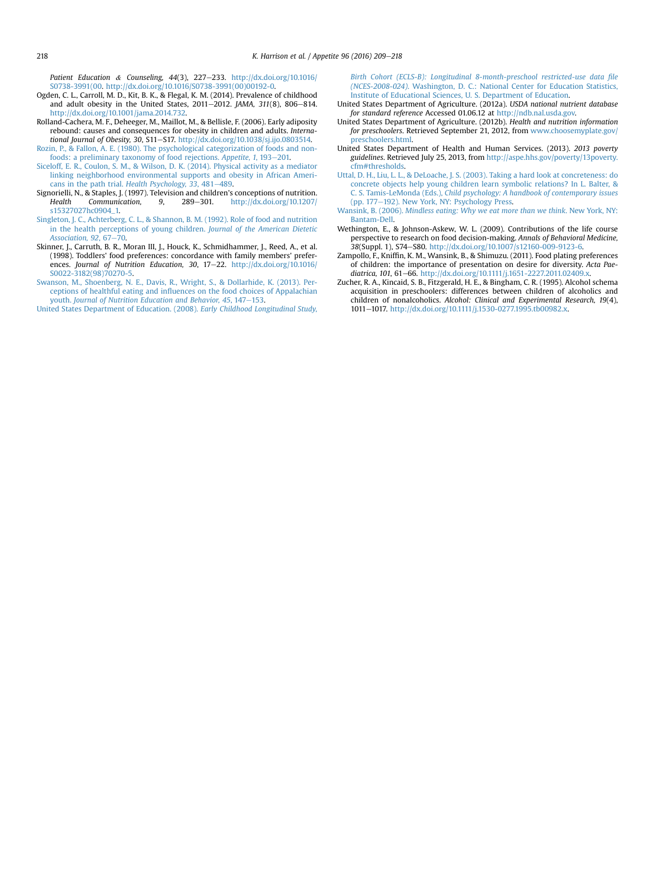*Patient Education & Counseling, 44*(3), 227–233. http://dx.doi.org/10.1016/S0738-3991(00. http://dx.doi.org/10.1016/S0738-3991(00)00192-0.

Ogden, C. L., Carroll, M. D., Kit, B. K., & Flegal, K. M. (2014). Prevalence of childhood and adult obesity in the United States, 2011–2012. *JAMA, 311*(8), 806–814. http://dx.doi.org/10.1001/jama.2014.732.

Rolland-Cachera, M. F., Deheeger, M., Maillot, M., & Bellisle, F. (2006). Early adiposity rebound: causes and consequences for obesity in children and adults. *International Journal of Obesity, 30*, S11–S17. http://dx.doi.org/10.1038/sj.ijo.0803514.

Rozin, P., & Fallon, A. E. (1980). The psychological categorization of foods and non-foods: a preliminary taxonomy of food rejections. *Appetite, 1*, 193–201.

Siceloff, E. R., Coulon, S. M., & Wilson, D. K. (2014). Physical activity as a mediator linking neighborhood environmental supports and obesity in African Americans in the path trial. *Health Psychology, 33*, 481–489.

Signorielli, N., & Staples, J. (1997). Television and children's conceptions of nutrition. *Health Communication, 9*, 289–301. http://dx.doi.org/10.1207/s15327027hc0904_1.

Singleton, J. C., Achterberg, C. L., & Shannon, B. M. (1992). Role of food and nutrition in the health perceptions of young children. *Journal of the American Dietetic Association, 92*, 67–70.

Skinner, J., Carruth, B. R., Moran III, J., Houck, K., Schmidhammer, J., Reed, A., et al. (1998). Toddlers' food preferences: concordance with family members' preferences. *Journal of Nutrition Education, 30*, 17–22. http://dx.doi.org/10.1016/S0022-3182(98)70270-5.

Swanson, M., Shoenberg, N. E., Davis, R., Wright, S., & Dollarhide, K. (2013). Perceptions of healthful eating and influences on the food choices of Appalachian youth. *Journal of Nutrition Education and Behavior, 45*, 147–153.

United States Department of Education. (2008). *Early Childhood Longitudinal Study, Birth Cohort (ECLS-B): Longitudinal 8-month-preschool restricted-use data file (NCES-2008-024)*. Washington, D. C.: National Center for Education Statistics, Institute of Educational Sciences, U. S. Department of Education.

United States Department of Agriculture. (2012a). *USDA national nutrient database for standard reference* Accessed 01.06.12 at http://ndb.nal.usda.gov.

United States Department of Agriculture. (2012b). *Health and nutrition information for preschoolers*. Retrieved September 21, 2012, from www.choosemyplate.gov/preschoolers.html.

United States Department of Health and Human Services. (2013). *2013 poverty guidelines*. Retrieved July 25, 2013, from http://aspe.hhs.gov/poverty/13poverty.cfm#thresholds.

Uttal, D. H., Liu, L. L., & DeLoache, J. S. (2003). Taking a hard look at concreteness: do concrete objects help young children learn symbolic relations? In L. Balter, & C. S. Tamis-LeMonda (Eds.), *Child psychology: A handbook of contemporary issues* (pp. 177–192). New York, NY: Psychology Press.

Wansink, B. (2006). *Mindless eating: Why we eat more than we think*. New York, NY: Bantam-Dell.

Wethington, E., & Johnson-Askew, W. L. (2009). Contributions of the life course perspective to research on food decision-making. *Annals of Behavioral Medicine, 38*(Suppl. 1), S74–S80. http://dx.doi.org/10.1007/s12160-009-9123-6.

Zampollo, F., Kniffin, K. M., Wansink, B., & Shimuzu. (2011). Food plating preferences of children: the importance of presentation on desire for diversity. *Acta Paediatrica, 101*, 61–66. http://dx.doi.org/10.1111/j.1651-2227.2011.02409.x.

Zucher, R. A., Kincaid, S. B., Fitzgerald, H. E., & Bingham, C. R. (1995). Alcohol schema acquisition in preschoolers: differences between children of alcoholics and children of nonalcoholics. *Alcohol: Clinical and Experimental Research, 19*(4), 1011–1017. http://dx.doi.org/10.1111/j.1530-0277.1995.tb00982.x.